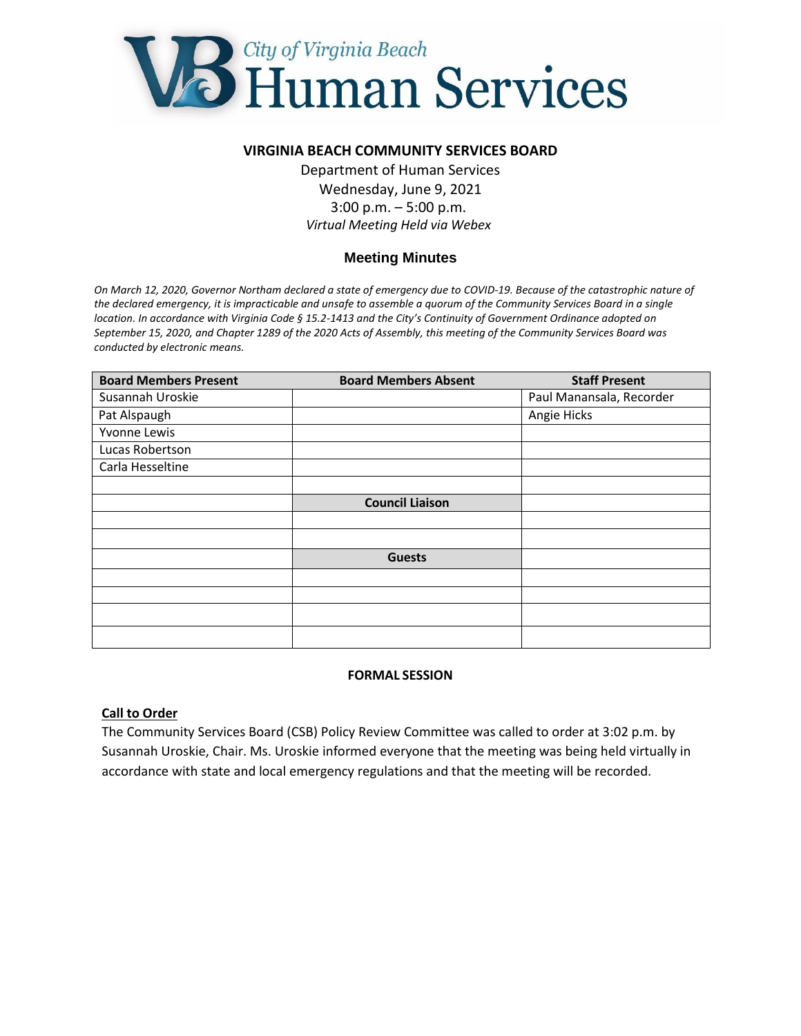City of Virginia Beach Human Services

**VIRGINIA BEACH COMMUNITY SERVICES BOARD**

Department of Human Services
Wednesday, June 9, 2021
3:00 p.m. – 5:00 p.m.
*Virtual Meeting Held via Webex*

## Meeting Minutes

*On March 12, 2020, Governor Northam declared a state of emergency due to COVID-19. Because of the catastrophic nature of the declared emergency, it is impracticable and unsafe to assemble a quorum of the Community Services Board in a single location. In accordance with Virginia Code § 15.2-1413 and the City's Continuity of Government Ordinance adopted on September 15, 2020, and Chapter 1289 of the 2020 Acts of Assembly, this meeting of the Community Services Board was conducted by electronic means.*

| Board Members Present | Board Members Absent | Staff Present |
|---|---|---|
| Susannah Uroskie | | Paul Manansala, Recorder |
| Pat Alspaugh | | Angie Hicks |
| Yvonne Lewis | | |
| Lucas Robertson | | |
| Carla Hesseltine | | |
| | | |
| | **Council Liaison** | |
| | | |
| | | |
| | **Guests** | |
| | | |
| | | |
| | | |
| | | |

**FORMAL SESSION**

**Call to Order**

The Community Services Board (CSB) Policy Review Committee was called to order at 3:02 p.m. by Susannah Uroskie, Chair. Ms. Uroskie informed everyone that the meeting was being held virtually in accordance with state and local emergency regulations and that the meeting will be recorded.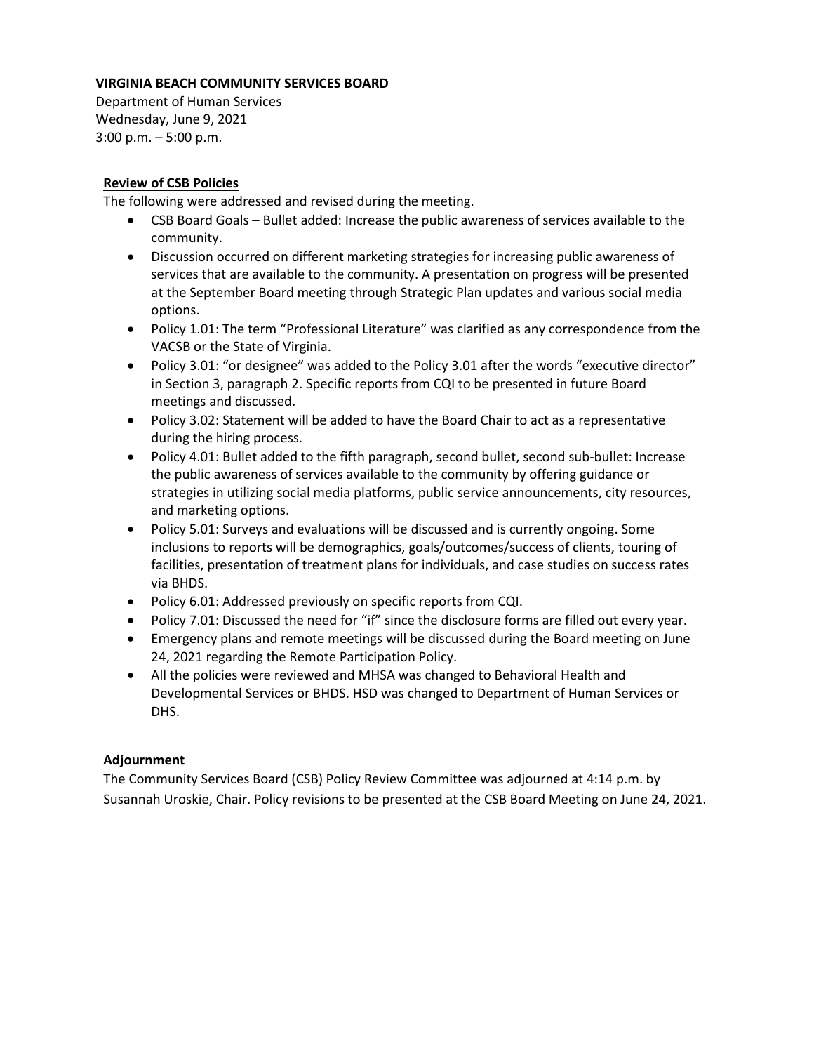**VIRGINIA BEACH COMMUNITY SERVICES BOARD**

Department of Human Services
Wednesday, June 9, 2021
3:00 p.m. – 5:00 p.m.

**Review of CSB Policies**

The following were addressed and revised during the meeting.

- CSB Board Goals – Bullet added: Increase the public awareness of services available to the community.
- Discussion occurred on different marketing strategies for increasing public awareness of services that are available to the community. A presentation on progress will be presented at the September Board meeting through Strategic Plan updates and various social media options.
- Policy 1.01: The term "Professional Literature" was clarified as any correspondence from the VACSB or the State of Virginia.
- Policy 3.01: "or designee" was added to the Policy 3.01 after the words "executive director" in Section 3, paragraph 2. Specific reports from CQI to be presented in future Board meetings and discussed.
- Policy 3.02: Statement will be added to have the Board Chair to act as a representative during the hiring process.
- Policy 4.01: Bullet added to the fifth paragraph, second bullet, second sub-bullet: Increase the public awareness of services available to the community by offering guidance or strategies in utilizing social media platforms, public service announcements, city resources, and marketing options.
- Policy 5.01: Surveys and evaluations will be discussed and is currently ongoing. Some inclusions to reports will be demographics, goals/outcomes/success of clients, touring of facilities, presentation of treatment plans for individuals, and case studies on success rates via BHDS.
- Policy 6.01: Addressed previously on specific reports from CQI.
- Policy 7.01: Discussed the need for "if" since the disclosure forms are filled out every year.
- Emergency plans and remote meetings will be discussed during the Board meeting on June 24, 2021 regarding the Remote Participation Policy.
- All the policies were reviewed and MHSA was changed to Behavioral Health and Developmental Services or BHDS. HSD was changed to Department of Human Services or DHS.

**Adjournment**

The Community Services Board (CSB) Policy Review Committee was adjourned at 4:14 p.m. by Susannah Uroskie, Chair. Policy revisions to be presented at the CSB Board Meeting on June 24, 2021.